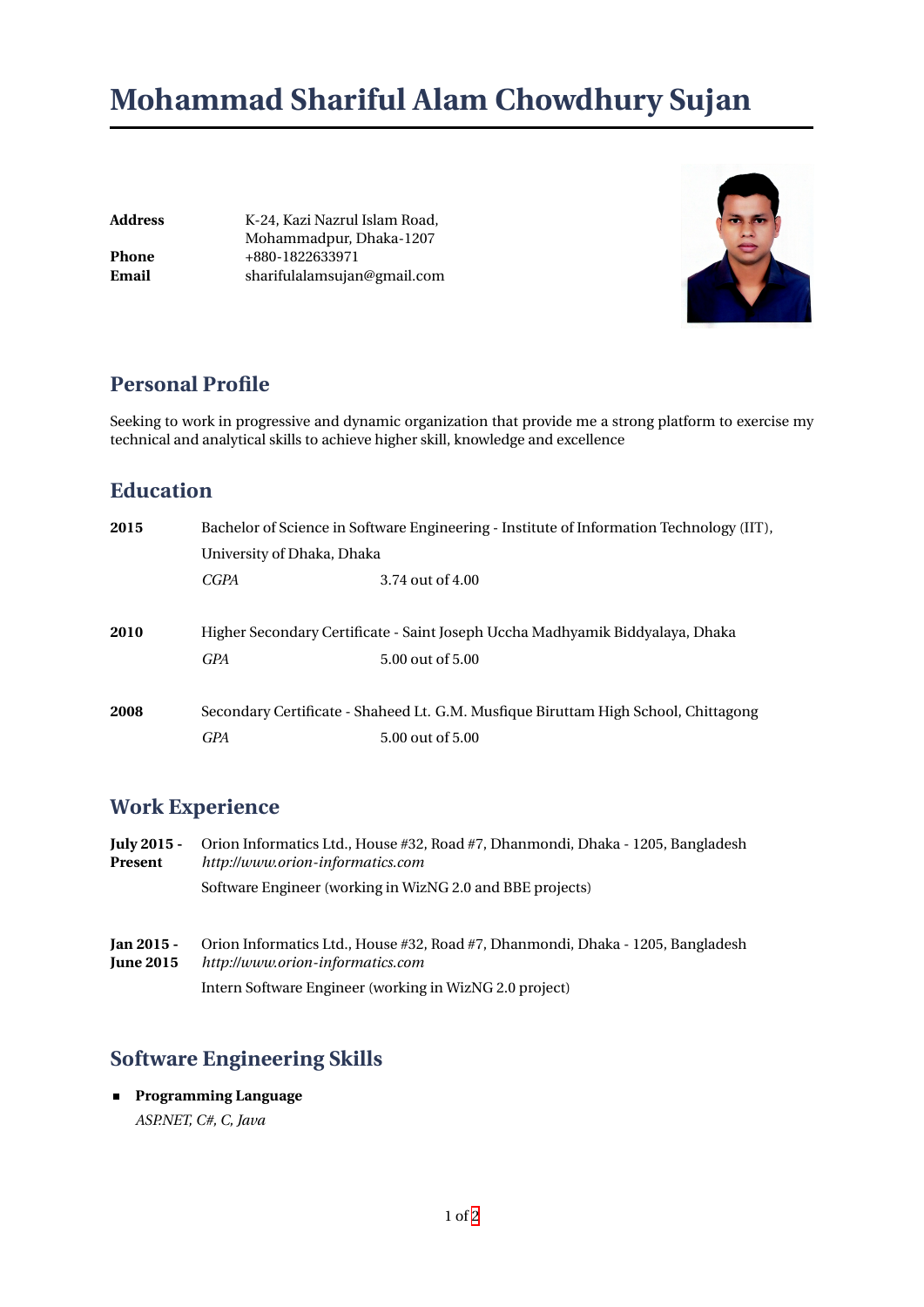# Mohammad Shariful Alam Chowdhury Sujan

**Address** K-24, Kazi Nazrul Islam Road,
Mohammadpur, Dhaka-1207
**Phone** +880-1822633971
**Email** sharifulalamsujan@gmail.com

## Personal Profile

Seeking to work in progressive and dynamic organization that provide me a strong platform to exercise my technical and analytical skills to achieve higher skill, knowledge and excellence

## Education

**2015** Bachelor of Science in Software Engineering - Institute of Information Technology (IIT), University of Dhaka, Dhaka
*CGPA* 3.74 out of 4.00

**2010** Higher Secondary Certificate - Saint Joseph Uccha Madhyamik Biddyalaya, Dhaka
*GPA* 5.00 out of 5.00

**2008** Secondary Certificate - Shaheed Lt. G.M. Musfique Biruttam High School, Chittagong
*GPA* 5.00 out of 5.00

## Work Experience

**July 2015 - Present** Orion Informatics Ltd., House #32, Road #7, Dhanmondi, Dhaka - 1205, Bangladesh
*http://www.orion-informatics.com*
Software Engineer (working in WizNG 2.0 and BBE projects)

**Jan 2015 - June 2015** Orion Informatics Ltd., House #32, Road #7, Dhanmondi, Dhaka - 1205, Bangladesh
*http://www.orion-informatics.com*
Intern Software Engineer (working in WizNG 2.0 project)

## Software Engineering Skills

- **Programming Language**
  *ASP.NET, C#, C, Java*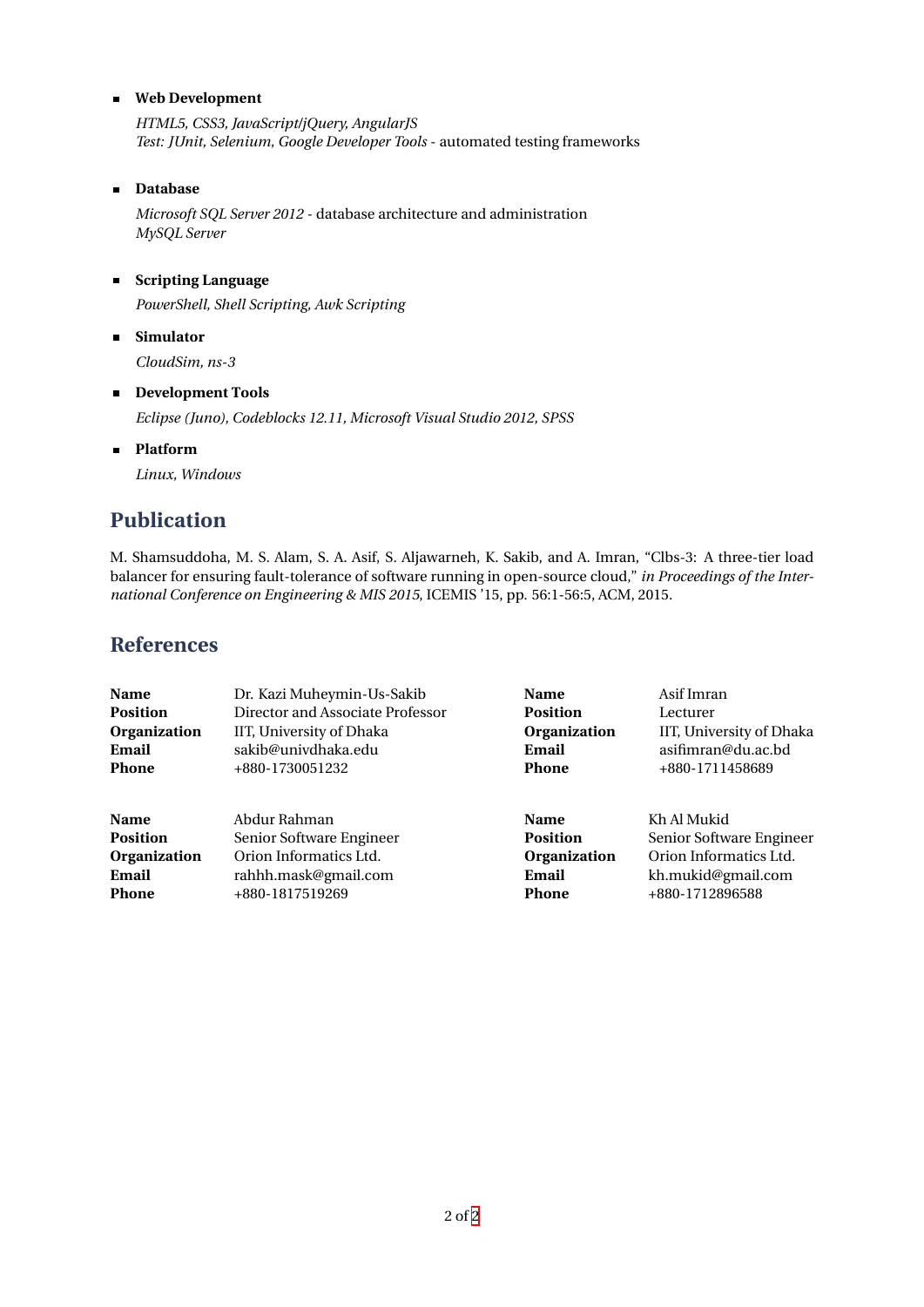- **Web Development**

  *HTML5, CSS3, JavaScript/jQuery, AngularJS*
  *Test: JUnit, Selenium, Google Developer Tools* - automated testing frameworks

- **Database**

  *Microsoft SQL Server 2012* - database architecture and administration
  *MySQL Server*

- **Scripting Language**

  *PowerShell, Shell Scripting, Awk Scripting*

- **Simulator**

  *CloudSim, ns-3*

- **Development Tools**

  *Eclipse (Juno), Codeblocks 12.11, Microsoft Visual Studio 2012, SPSS*

- **Platform**

  *Linux, Windows*

## Publication

M. Shamsuddoha, M. S. Alam, S. A. Asif, S. Aljawarneh, K. Sakib, and A. Imran, "Clbs-3: A three-tier load balancer for ensuring fault-tolerance of software running in open-source cloud," *in Proceedings of the International Conference on Engineering & MIS 2015*, ICEMIS '15, pp. 56:1-56:5, ACM, 2015.

## References

| | |
|---|---|
| **Name** | Dr. Kazi Muheymin-Us-Sakib |
| **Position** | Director and Associate Professor |
| **Organization** | IIT, University of Dhaka |
| **Email** | sakib@univdhaka.edu |
| **Phone** | +880-1730051232 |

| | |
|---|---|
| **Name** | Asif Imran |
| **Position** | Lecturer |
| **Organization** | IIT, University of Dhaka |
| **Email** | asifimran@du.ac.bd |
| **Phone** | +880-1711458689 |

| | |
|---|---|
| **Name** | Abdur Rahman |
| **Position** | Senior Software Engineer |
| **Organization** | Orion Informatics Ltd. |
| **Email** | rahhh.mask@gmail.com |
| **Phone** | +880-1817519269 |

| | |
|---|---|
| **Name** | Kh Al Mukid |
| **Position** | Senior Software Engineer |
| **Organization** | Orion Informatics Ltd. |
| **Email** | kh.mukid@gmail.com |
| **Phone** | +880-1712896588 |